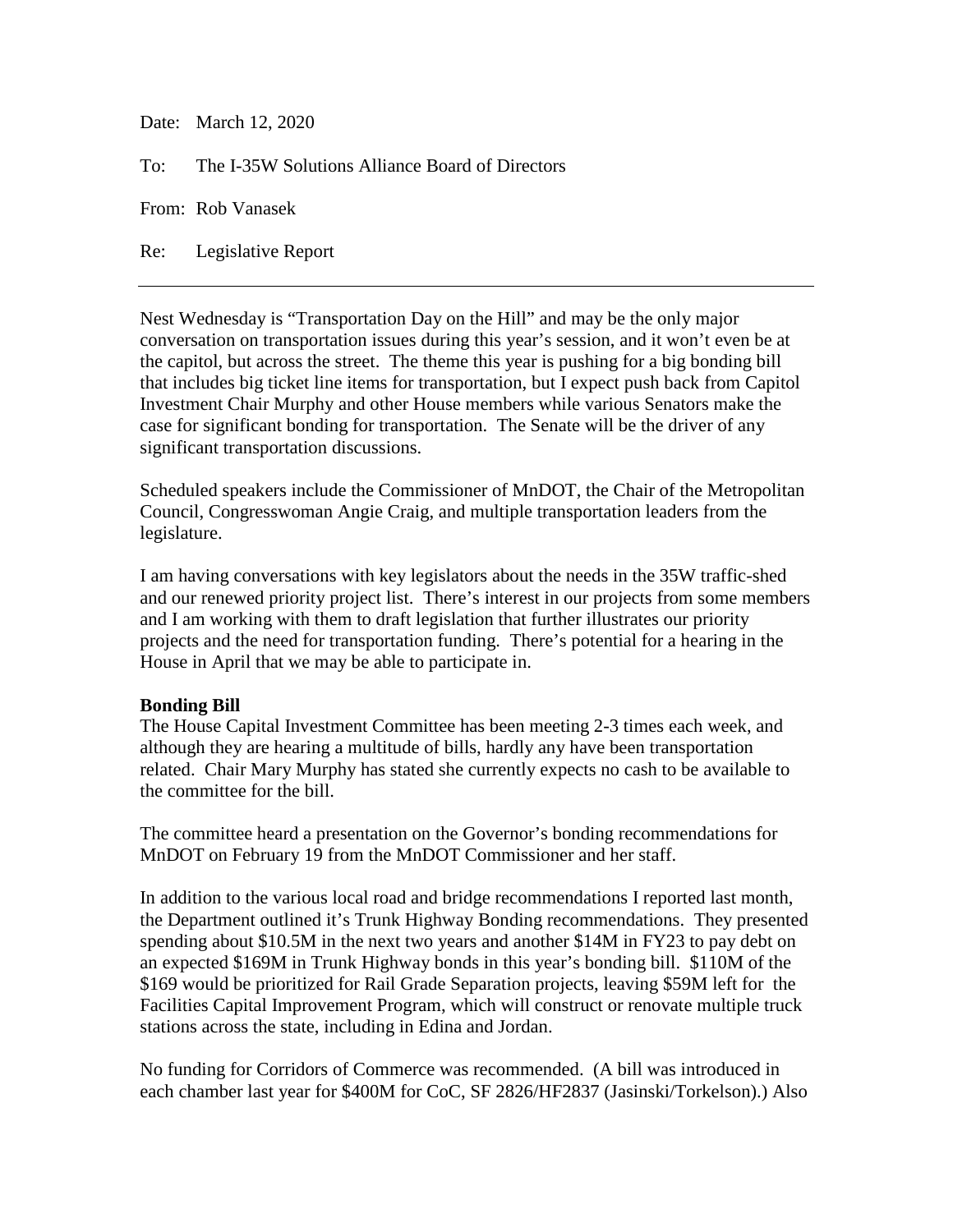Date: March 12, 2020

To: The I-35W Solutions Alliance Board of Directors

From: Rob Vanasek

Re: Legislative Report

---

Nest Wednesday is "Transportation Day on the Hill" and may be the only major conversation on transportation issues during this year's session, and it won't even be at the capitol, but across the street. The theme this year is pushing for a big bonding bill that includes big ticket line items for transportation, but I expect push back from Capitol Investment Chair Murphy and other House members while various Senators make the case for significant bonding for transportation. The Senate will be the driver of any significant transportation discussions.

Scheduled speakers include the Commissioner of MnDOT, the Chair of the Metropolitan Council, Congresswoman Angie Craig, and multiple transportation leaders from the legislature.

I am having conversations with key legislators about the needs in the 35W traffic-shed and our renewed priority project list. There's interest in our projects from some members and I am working with them to draft legislation that further illustrates our priority projects and the need for transportation funding. There's potential for a hearing in the House in April that we may be able to participate in.

**Bonding Bill**

The House Capital Investment Committee has been meeting 2-3 times each week, and although they are hearing a multitude of bills, hardly any have been transportation related. Chair Mary Murphy has stated she currently expects no cash to be available to the committee for the bill.

The committee heard a presentation on the Governor's bonding recommendations for MnDOT on February 19 from the MnDOT Commissioner and her staff.

In addition to the various local road and bridge recommendations I reported last month, the Department outlined it's Trunk Highway Bonding recommendations. They presented spending about $10.5M in the next two years and another $14M in FY23 to pay debt on an expected $169M in Trunk Highway bonds in this year's bonding bill. $110M of the $169 would be prioritized for Rail Grade Separation projects, leaving $59M left for the Facilities Capital Improvement Program, which will construct or renovate multiple truck stations across the state, including in Edina and Jordan.

No funding for Corridors of Commerce was recommended. (A bill was introduced in each chamber last year for $400M for CoC, SF 2826/HF2837 (Jasinski/Torkelson).) Also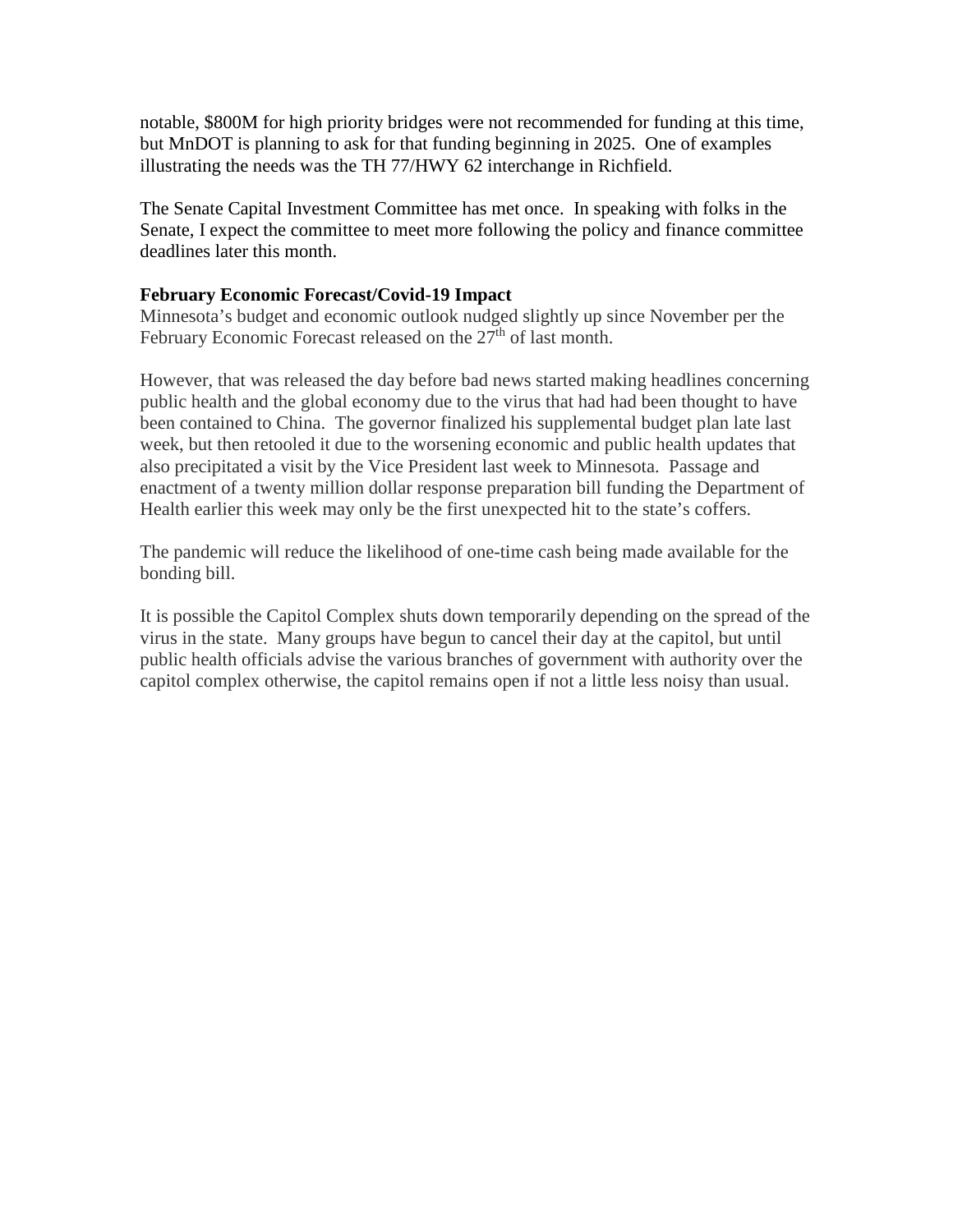notable, \$800M for high priority bridges were not recommended for funding at this time, but MnDOT is planning to ask for that funding beginning in 2025. One of examples illustrating the needs was the TH 77/HWY 62 interchange in Richfield.

The Senate Capital Investment Committee has met once. In speaking with folks in the Senate, I expect the committee to meet more following the policy and finance committee deadlines later this month.

**February Economic Forecast/Covid-19 Impact**

Minnesota's budget and economic outlook nudged slightly up since November per the February Economic Forecast released on the 27th of last month.

However, that was released the day before bad news started making headlines concerning public health and the global economy due to the virus that had had been thought to have been contained to China. The governor finalized his supplemental budget plan late last week, but then retooled it due to the worsening economic and public health updates that also precipitated a visit by the Vice President last week to Minnesota. Passage and enactment of a twenty million dollar response preparation bill funding the Department of Health earlier this week may only be the first unexpected hit to the state's coffers.

The pandemic will reduce the likelihood of one-time cash being made available for the bonding bill.

It is possible the Capitol Complex shuts down temporarily depending on the spread of the virus in the state. Many groups have begun to cancel their day at the capitol, but until public health officials advise the various branches of government with authority over the capitol complex otherwise, the capitol remains open if not a little less noisy than usual.